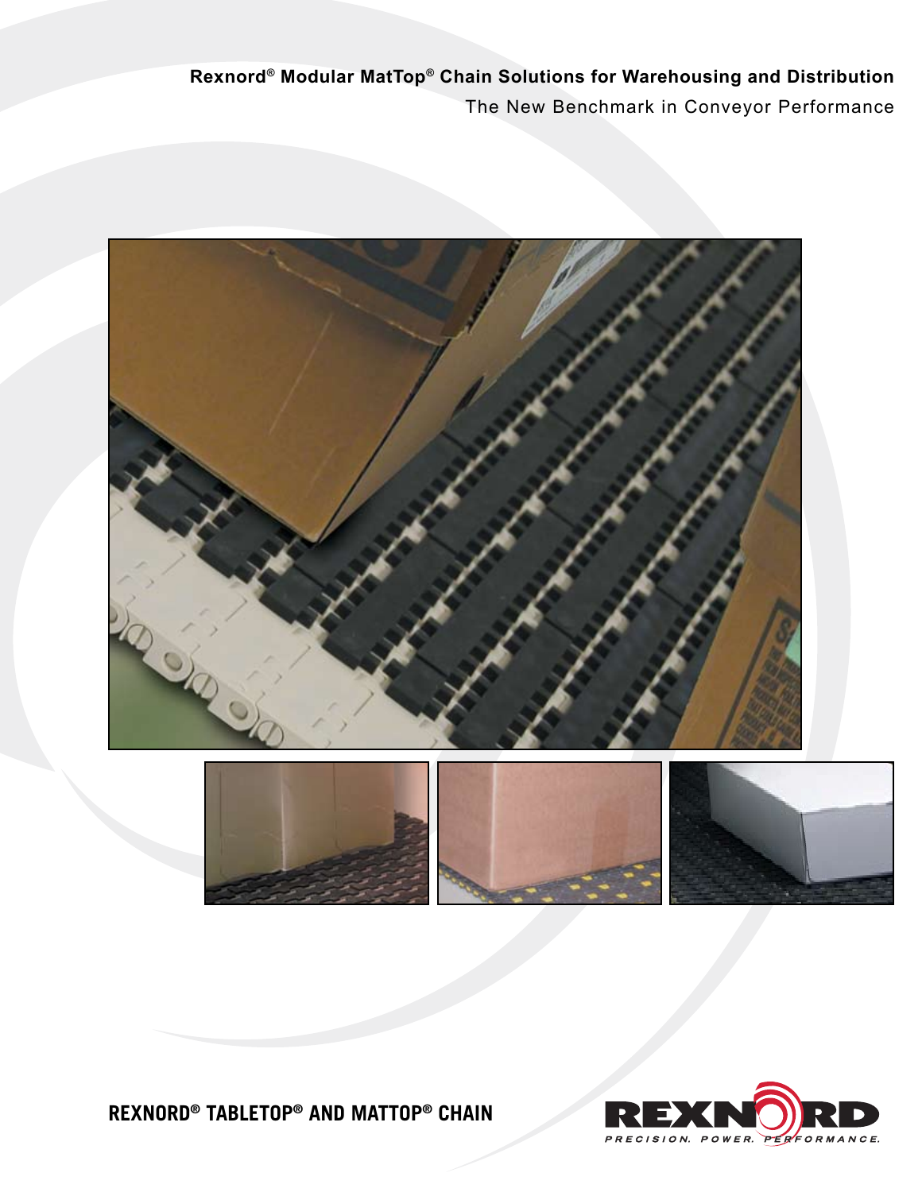# Rexnord® Modular MatTop® Chain Solutions for Warehousing and Distribution

The New Benchmark in Conveyor Performance

**REXNORD® TABLETOP® AND MATTOP® CHAIN**

REXNORD

PRECISION. POWER. PERFORMANCE.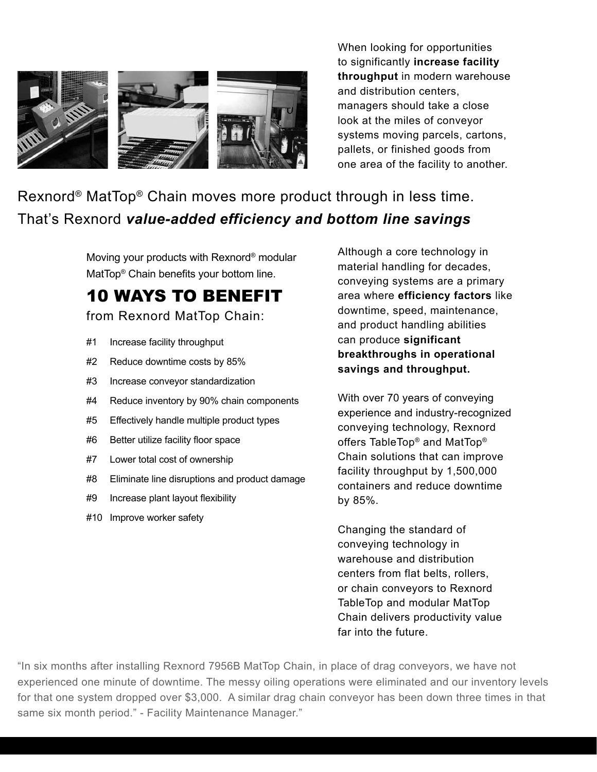When looking for opportunities to significantly **increase facility throughput** in modern warehouse and distribution centers, managers should take a close look at the miles of conveyor systems moving parcels, cartons, pallets, or finished goods from one area of the facility to another.

Rexnord® MatTop® Chain moves more product through in less time.
That's Rexnord ***value-added efficiency and bottom line savings***

Moving your products with Rexnord® modular MatTop® Chain benefits your bottom line.

## 10 WAYS TO BENEFIT

from Rexnord MatTop Chain:

- #1 Increase facility throughput
- #2 Reduce downtime costs by 85%
- #3 Increase conveyor standardization
- #4 Reduce inventory by 90% chain components
- #5 Effectively handle multiple product types
- #6 Better utilize facility floor space
- #7 Lower total cost of ownership
- #8 Eliminate line disruptions and product damage
- #9 Increase plant layout flexibility
- #10 Improve worker safety

Although a core technology in material handling for decades, conveying systems are a primary area where **efficiency factors** like downtime, speed, maintenance, and product handling abilities can produce **significant breakthroughs in operational savings and throughput.**

With over 70 years of conveying experience and industry-recognized conveying technology, Rexnord offers TableTop® and MatTop® Chain solutions that can improve facility throughput by 1,500,000 containers and reduce downtime by 85%.

Changing the standard of conveying technology in warehouse and distribution centers from flat belts, rollers, or chain conveyors to Rexnord TableTop and modular MatTop Chain delivers productivity value far into the future.

"In six months after installing Rexnord 7956B MatTop Chain, in place of drag conveyors, we have not experienced one minute of downtime. The messy oiling operations were eliminated and our inventory levels for that one system dropped over $3,000. A similar drag chain conveyor has been down three times in that same six month period." - Facility Maintenance Manager."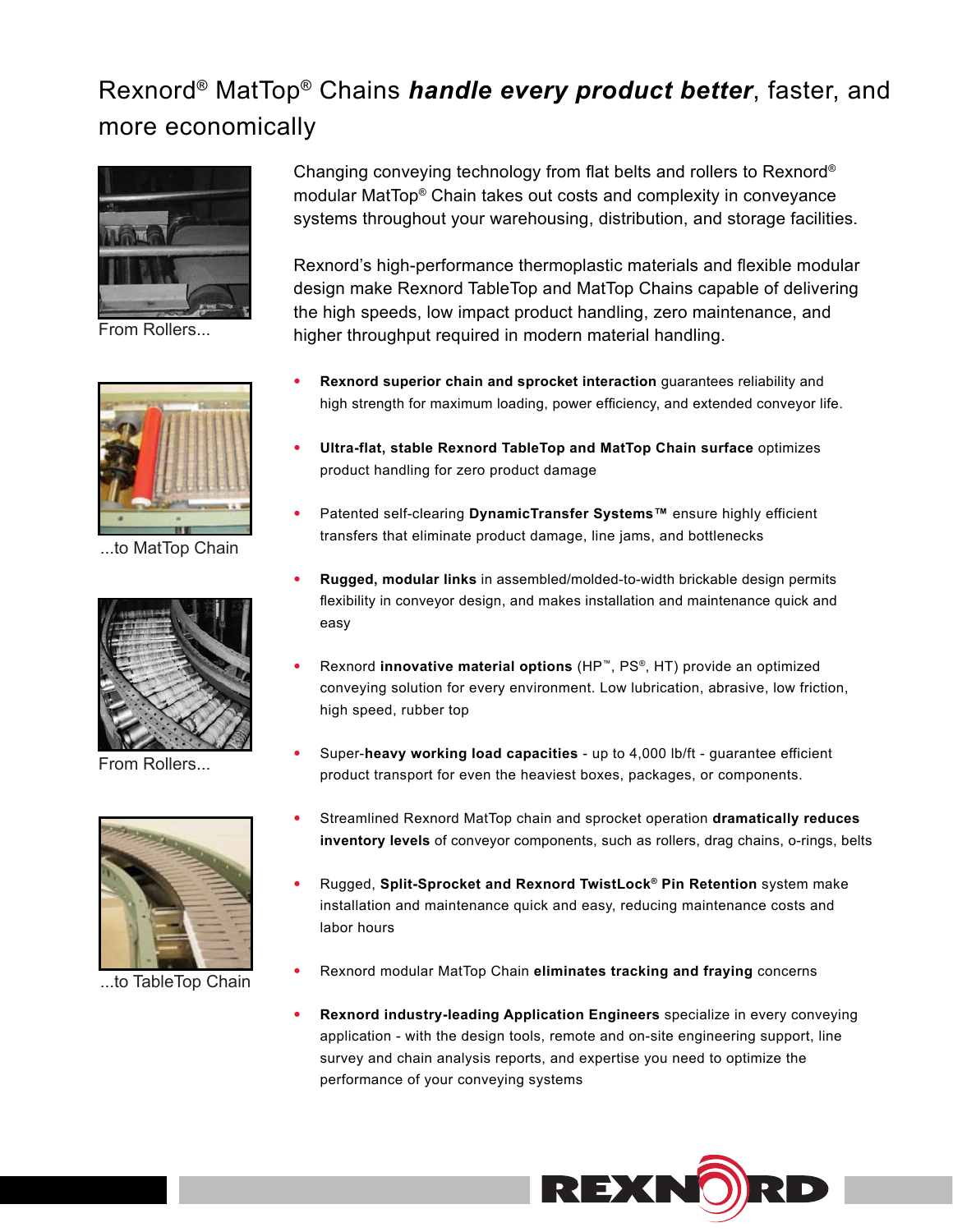# Rexnord® MatTop® Chains *handle every product better*, faster, and more economically

From Rollers...

...to MatTop Chain

From Rollers...

...to TableTop Chain

Changing conveying technology from flat belts and rollers to Rexnord® modular MatTop® Chain takes out costs and complexity in conveyance systems throughout your warehousing, distribution, and storage facilities.

Rexnord's high-performance thermoplastic materials and flexible modular design make Rexnord TableTop and MatTop Chains capable of delivering the high speeds, low impact product handling, zero maintenance, and higher throughput required in modern material handling.

- **Rexnord superior chain and sprocket interaction** guarantees reliability and high strength for maximum loading, power efficiency, and extended conveyor life.
- **Ultra-flat, stable Rexnord TableTop and MatTop Chain surface** optimizes product handling for zero product damage
- Patented self-clearing **DynamicTransfer Systems™** ensure highly efficient transfers that eliminate product damage, line jams, and bottlenecks
- **Rugged, modular links** in assembled/molded-to-width brickable design permits flexibility in conveyor design, and makes installation and maintenance quick and easy
- Rexnord **innovative material options** (HP™, PS®, HT) provide an optimized conveying solution for every environment. Low lubrication, abrasive, low friction, high speed, rubber top
- Super-**heavy working load capacities** - up to 4,000 lb/ft - guarantee efficient product transport for even the heaviest boxes, packages, or components.
- Streamlined Rexnord MatTop chain and sprocket operation **dramatically reduces inventory levels** of conveyor components, such as rollers, drag chains, o-rings, belts
- Rugged, **Split-Sprocket and Rexnord TwistLock® Pin Retention** system make installation and maintenance quick and easy, reducing maintenance costs and labor hours
- Rexnord modular MatTop Chain **eliminates tracking and fraying** concerns
- **Rexnord industry-leading Application Engineers** specialize in every conveying application - with the design tools, remote and on-site engineering support, line survey and chain analysis reports, and expertise you need to optimize the performance of your conveying systems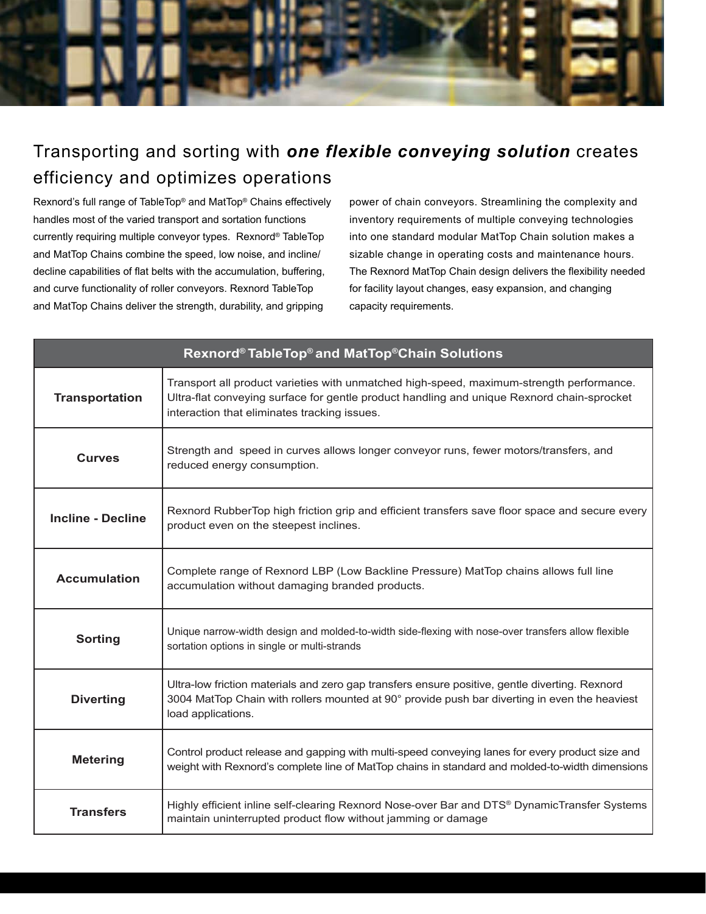## Transporting and sorting with ***one flexible conveying solution*** creates efficiency and optimizes operations

Rexnord's full range of TableTop® and MatTop® Chains effectively handles most of the varied transport and sortation functions currently requiring multiple conveyor types. Rexnord® TableTop and MatTop Chains combine the speed, low noise, and incline/decline capabilities of flat belts with the accumulation, buffering, and curve functionality of roller conveyors. Rexnord TableTop and MatTop Chains deliver the strength, durability, and gripping power of chain conveyors. Streamlining the complexity and inventory requirements of multiple conveying technologies into one standard modular MatTop Chain solution makes a sizable change in operating costs and maintenance hours. The Rexnord MatTop Chain design delivers the flexibility needed for facility layout changes, easy expansion, and changing capacity requirements.

| Rexnord® TableTop® and MatTop®Chain Solutions | |
|---|---|
| **Transportation** | Transport all product varieties with unmatched high-speed, maximum-strength performance. Ultra-flat conveying surface for gentle product handling and unique Rexnord chain-sprocket interaction that eliminates tracking issues. |
| **Curves** | Strength and speed in curves allows longer conveyor runs, fewer motors/transfers, and reduced energy consumption. |
| **Incline - Decline** | Rexnord RubberTop high friction grip and efficient transfers save floor space and secure every product even on the steepest inclines. |
| **Accumulation** | Complete range of Rexnord LBP (Low Backline Pressure) MatTop chains allows full line accumulation without damaging branded products. |
| **Sorting** | Unique narrow-width design and molded-to-width side-flexing with nose-over transfers allow flexible sortation options in single or multi-strands |
| **Diverting** | Ultra-low friction materials and zero gap transfers ensure positive, gentle diverting. Rexnord 3004 MatTop Chain with rollers mounted at 90° provide push bar diverting in even the heaviest load applications. |
| **Metering** | Control product release and gapping with multi-speed conveying lanes for every product size and weight with Rexnord's complete line of MatTop chains in standard and molded-to-width dimensions |
| **Transfers** | Highly efficient inline self-clearing Rexnord Nose-over Bar and DTS® DynamicTransfer Systems maintain uninterrupted product flow without jamming or damage |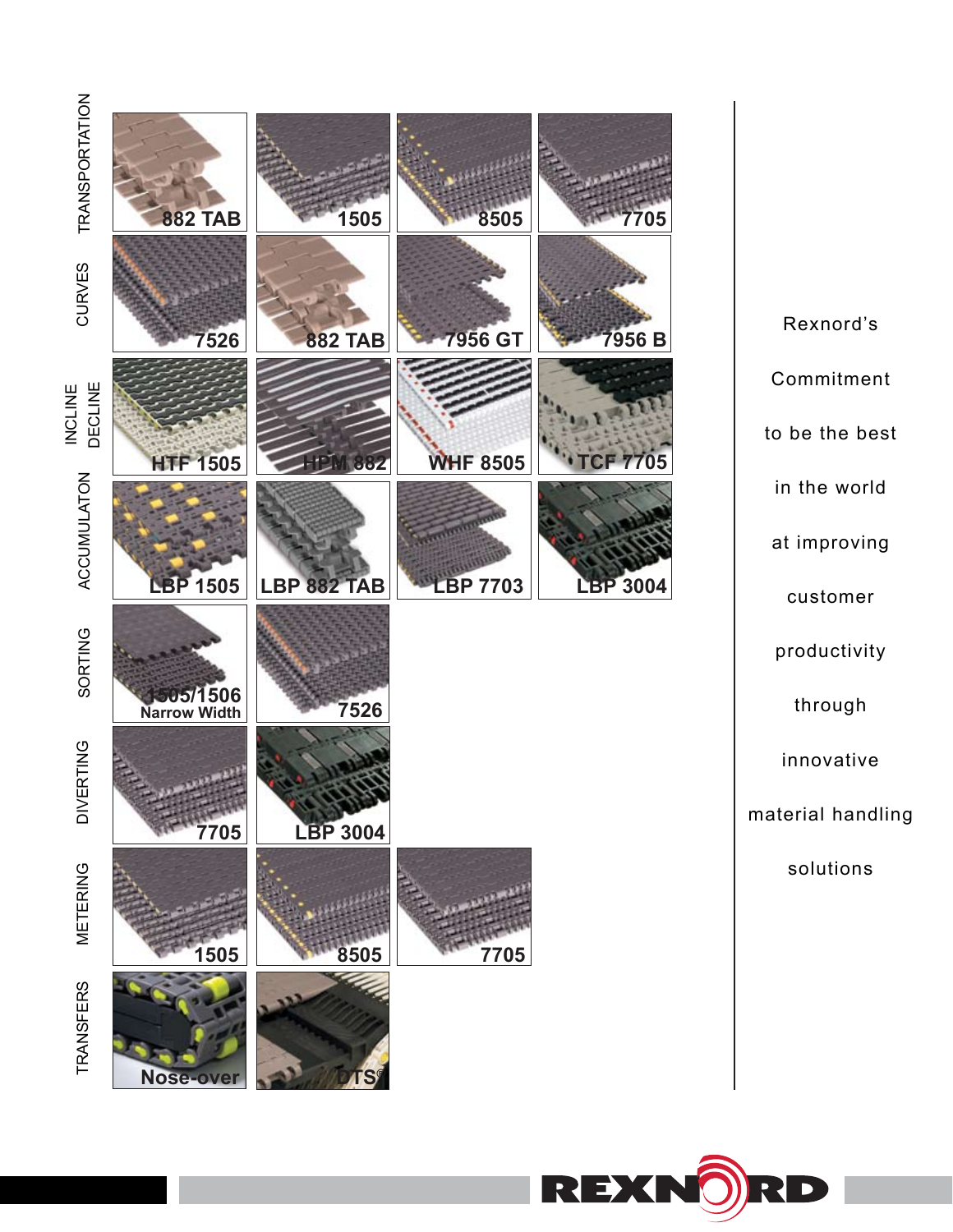| Application | | | | |
|---|---|---|---|---|
| TRANSPORTATION | 882 TAB | 1505 | 8505 | 7705 |
| CURVES | 7526 | 882 TAB | 7956 GT | 7956 B |
| INCLINE DECLINE | HTF 1505 | HPM 882 | WHF 8505 | TCF 7705 |
| ACCUMULATON | LBP 1505 | LBP 882 TAB | LBP 7703 | LBP 3004 |
| SORTING | 1505/1506 Narrow Width | 7526 | | |
| DIVERTING | 7705 | LBP 3004 | | |
| METERING | 1505 | 8505 | 7705 | |
| TRANSFERS | Nose-over | DTS© | | |

Rexnord's

Commitment

to be the best

in the world

at improving

customer

productivity

through

innovative

material handling

solutions

REXNORD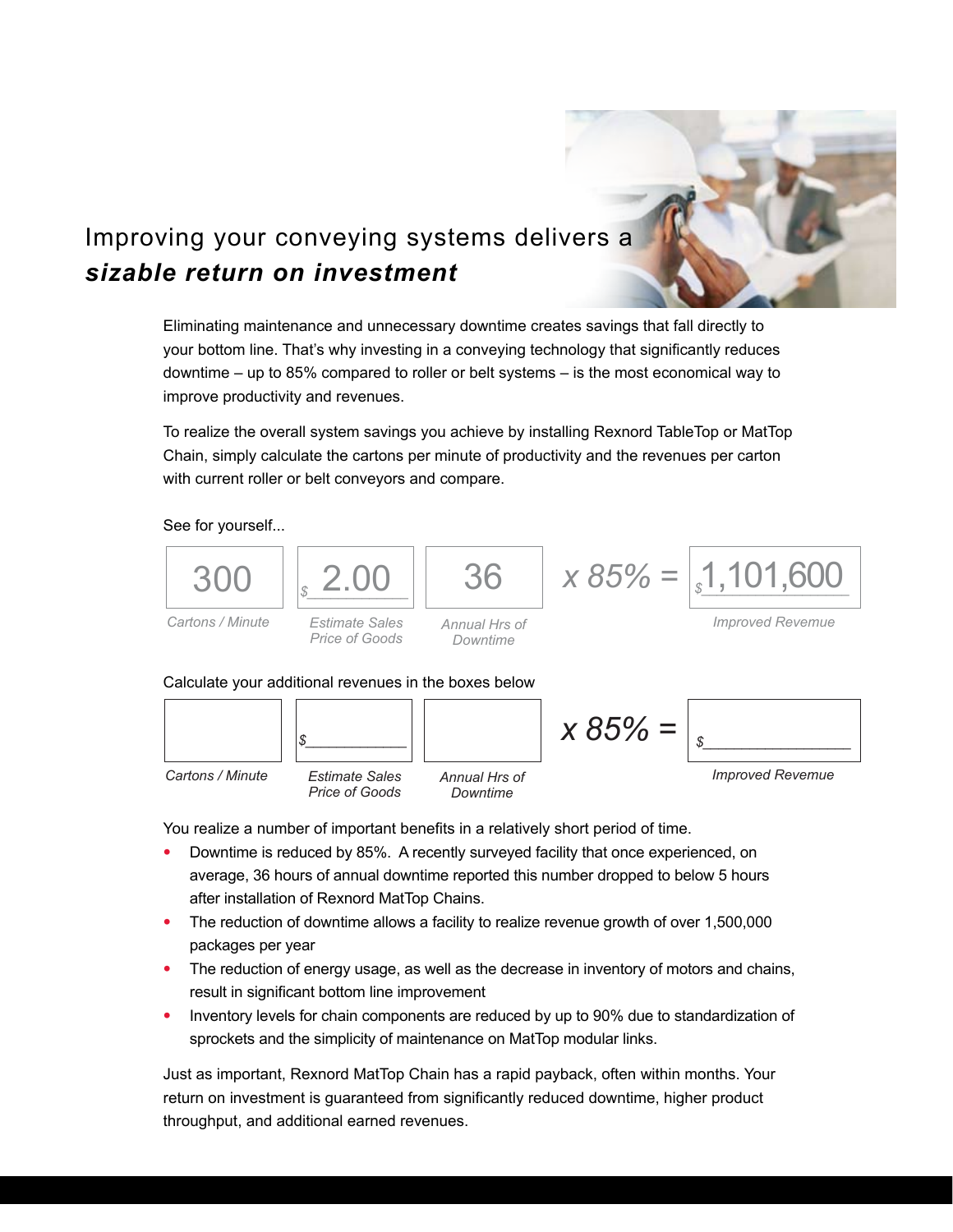# Improving your conveying systems delivers a ***sizable return on investment***

Eliminating maintenance and unnecessary downtime creates savings that fall directly to your bottom line. That's why investing in a conveying technology that significantly reduces downtime – up to 85% compared to roller or belt systems – is the most economical way to improve productivity and revenues.

To realize the overall system savings you achieve by installing Rexnord TableTop or MatTop Chain, simply calculate the cartons per minute of productivity and the revenues per carton with current roller or belt conveyors and compare.

See for yourself...

| 300 | $ 2.00 | 36 | x 85% = | $ 1,101,600 |
|---|---|---|---|---|
| *Cartons / Minute* | *Estimate Sales Price of Goods* | *Annual Hrs of Downtime* | | *Improved Revemue* |

Calculate your additional revenues in the boxes below

| | $ | | x 85% = | $ |
|---|---|---|---|---|
| *Cartons / Minute* | *Estimate Sales Price of Goods* | *Annual Hrs of Downtime* | | *Improved Revemue* |

You realize a number of important benefits in a relatively short period of time.

- Downtime is reduced by 85%. A recently surveyed facility that once experienced, on average, 36 hours of annual downtime reported this number dropped to below 5 hours after installation of Rexnord MatTop Chains.
- The reduction of downtime allows a facility to realize revenue growth of over 1,500,000 packages per year
- The reduction of energy usage, as well as the decrease in inventory of motors and chains, result in significant bottom line improvement
- Inventory levels for chain components are reduced by up to 90% due to standardization of sprockets and the simplicity of maintenance on MatTop modular links.

Just as important, Rexnord MatTop Chain has a rapid payback, often within months. Your return on investment is guaranteed from significantly reduced downtime, higher product throughput, and additional earned revenues.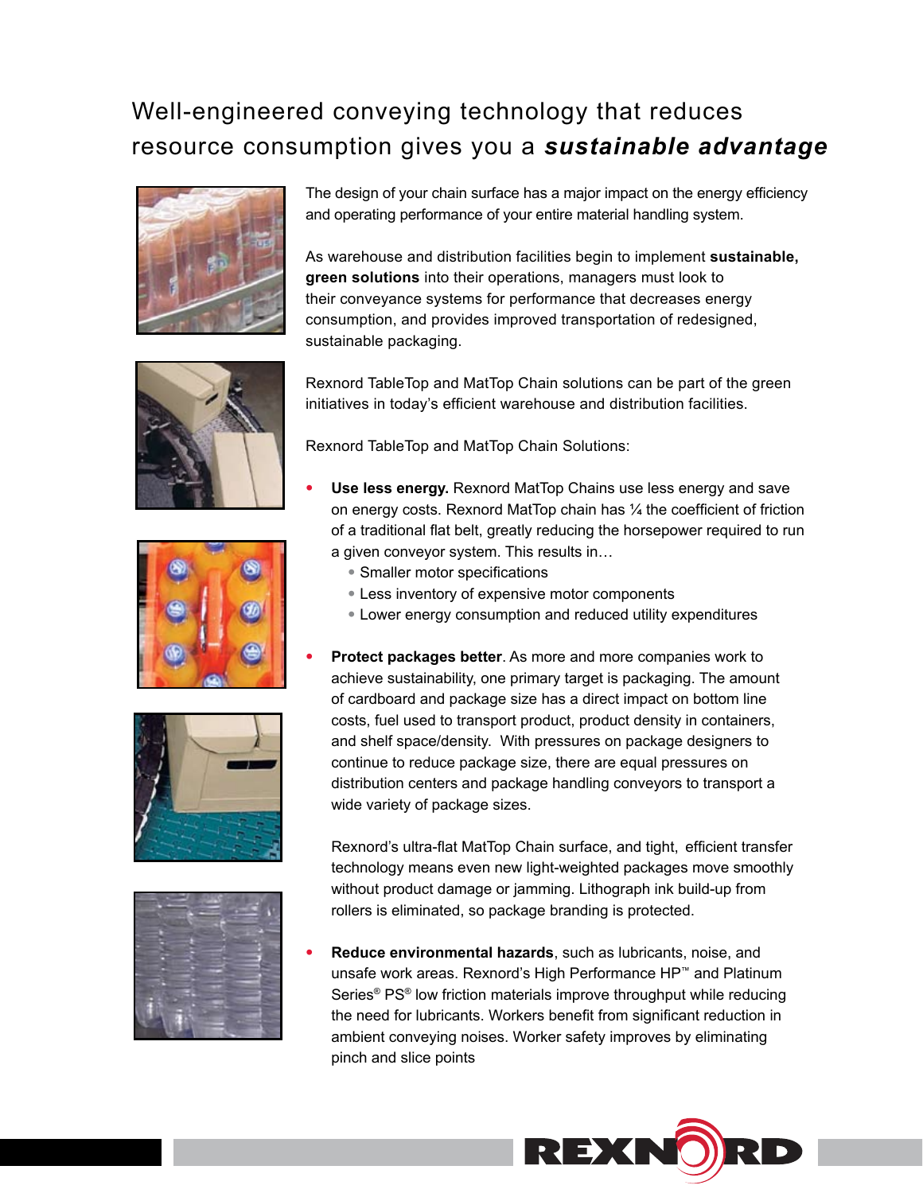# Well-engineered conveying technology that reduces resource consumption gives you a ***sustainable advantage***

The design of your chain surface has a major impact on the energy efficiency and operating performance of your entire material handling system.

As warehouse and distribution facilities begin to implement **sustainable, green solutions** into their operations, managers must look to their conveyance systems for performance that decreases energy consumption, and provides improved transportation of redesigned, sustainable packaging.

Rexnord TableTop and MatTop Chain solutions can be part of the green initiatives in today's efficient warehouse and distribution facilities.

Rexnord TableTop and MatTop Chain Solutions:

- **Use less energy.** Rexnord MatTop Chains use less energy and save on energy costs. Rexnord MatTop chain has ¼ the coefficient of friction of a traditional flat belt, greatly reducing the horsepower required to run a given conveyor system. This results in…
  - Smaller motor specifications
  - Less inventory of expensive motor components
  - Lower energy consumption and reduced utility expenditures

- **Protect packages better**. As more and more companies work to achieve sustainability, one primary target is packaging. The amount of cardboard and package size has a direct impact on bottom line costs, fuel used to transport product, product density in containers, and shelf space/density. With pressures on package designers to continue to reduce package size, there are equal pressures on distribution centers and package handling conveyors to transport a wide variety of package sizes.

  Rexnord's ultra-flat MatTop Chain surface, and tight, efficient transfer technology means even new light-weighted packages move smoothly without product damage or jamming. Lithograph ink build-up from rollers is eliminated, so package branding is protected.

- **Reduce environmental hazards**, such as lubricants, noise, and unsafe work areas. Rexnord's High Performance HP™ and Platinum Series® PS® low friction materials improve throughput while reducing the need for lubricants. Workers benefit from significant reduction in ambient conveying noises. Worker safety improves by eliminating pinch and slice points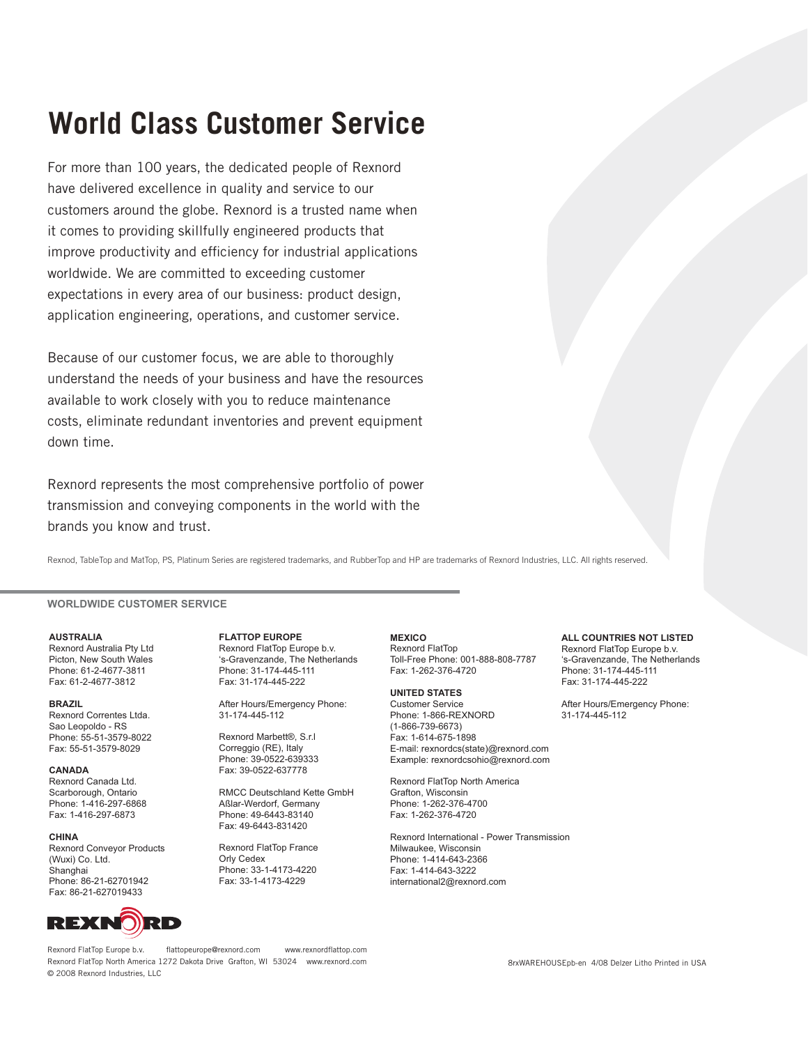# World Class Customer Service

For more than 100 years, the dedicated people of Rexnord have delivered excellence in quality and service to our customers around the globe. Rexnord is a trusted name when it comes to providing skillfully engineered products that improve productivity and efficiency for industrial applications worldwide. We are committed to exceeding customer expectations in every area of our business: product design, application engineering, operations, and customer service.

Because of our customer focus, we are able to thoroughly understand the needs of your business and have the resources available to work closely with you to reduce maintenance costs, eliminate redundant inventories and prevent equipment down time.

Rexnord represents the most comprehensive portfolio of power transmission and conveying components in the world with the brands you know and trust.

Rexnod, TableTop and MatTop, PS, Platinum Series are registered trademarks, and RubberTop and HP are trademarks of Rexnord Industries, LLC. All rights reserved.

## WORLDWIDE CUSTOMER SERVICE

**AUSTRALIA**
Rexnord Australia Pty Ltd
Picton, New South Wales
Phone: 61-2-4677-3811
Fax: 61-2-4677-3812

**BRAZIL**
Rexnord Correntes Ltda.
Sao Leopoldo - RS
Phone: 55-51-3579-8022
Fax: 55-51-3579-8029

**CANADA**
Rexnord Canada Ltd.
Scarborough, Ontario
Phone: 1-416-297-6868
Fax: 1-416-297-6873

**CHINA**
Rexnord Conveyor Products
(Wuxi) Co. Ltd.
Shanghai
Phone: 86-21-62701942
Fax: 86-21-627019433

**FLATTOP EUROPE**
Rexnord FlatTop Europe b.v.
's-Gravenzande, The Netherlands
Phone: 31-174-445-111
Fax: 31-174-445-222

After Hours/Emergency Phone:
31-174-445-112

Rexnord Marbett®, S.r.l
Correggio (RE), Italy
Phone: 39-0522-639333
Fax: 39-0522-637778

RMCC Deutschland Kette GmbH
Aßlar-Werdorf, Germany
Phone: 49-6443-83140
Fax: 49-6443-831420

Rexnord FlatTop France
Orly Cedex
Phone: 33-1-4173-4220
Fax: 33-1-4173-4229

**MEXICO**
Rexnord FlatTop
Toll-Free Phone: 001-888-808-7787
Fax: 1-262-376-4720

**UNITED STATES**
Customer Service
Phone: 1-866-REXNORD
(1-866-739-6673)
Fax: 1-614-675-1898
E-mail: rexnordcs(state)@rexnord.com
Example: rexnordcsohio@rexnord.com

Rexnord FlatTop North America
Grafton, Wisconsin
Phone: 1-262-376-4700
Fax: 1-262-376-4720

Rexnord International - Power Transmission
Milwaukee, Wisconsin
Phone: 1-414-643-2366
Fax: 1-414-643-3222
international2@rexnord.com

**ALL COUNTRIES NOT LISTED**
Rexnord FlatTop Europe b.v.
's-Gravenzande, The Netherlands
Phone: 31-174-445-111
Fax: 31-174-445-222

After Hours/Emergency Phone:
31-174-445-112

REXNORD

Rexnord FlatTop Europe b.v. flattopeurope@rexnord.com www.rexnordflattop.com
Rexnord FlatTop North America 1272 Dakota Drive Grafton, WI 53024 www.rexnord.com
© 2008 Rexnord Industries, LLC

8rxWAREHOUSEpb-en 4/08 Delzer Litho Printed in USA